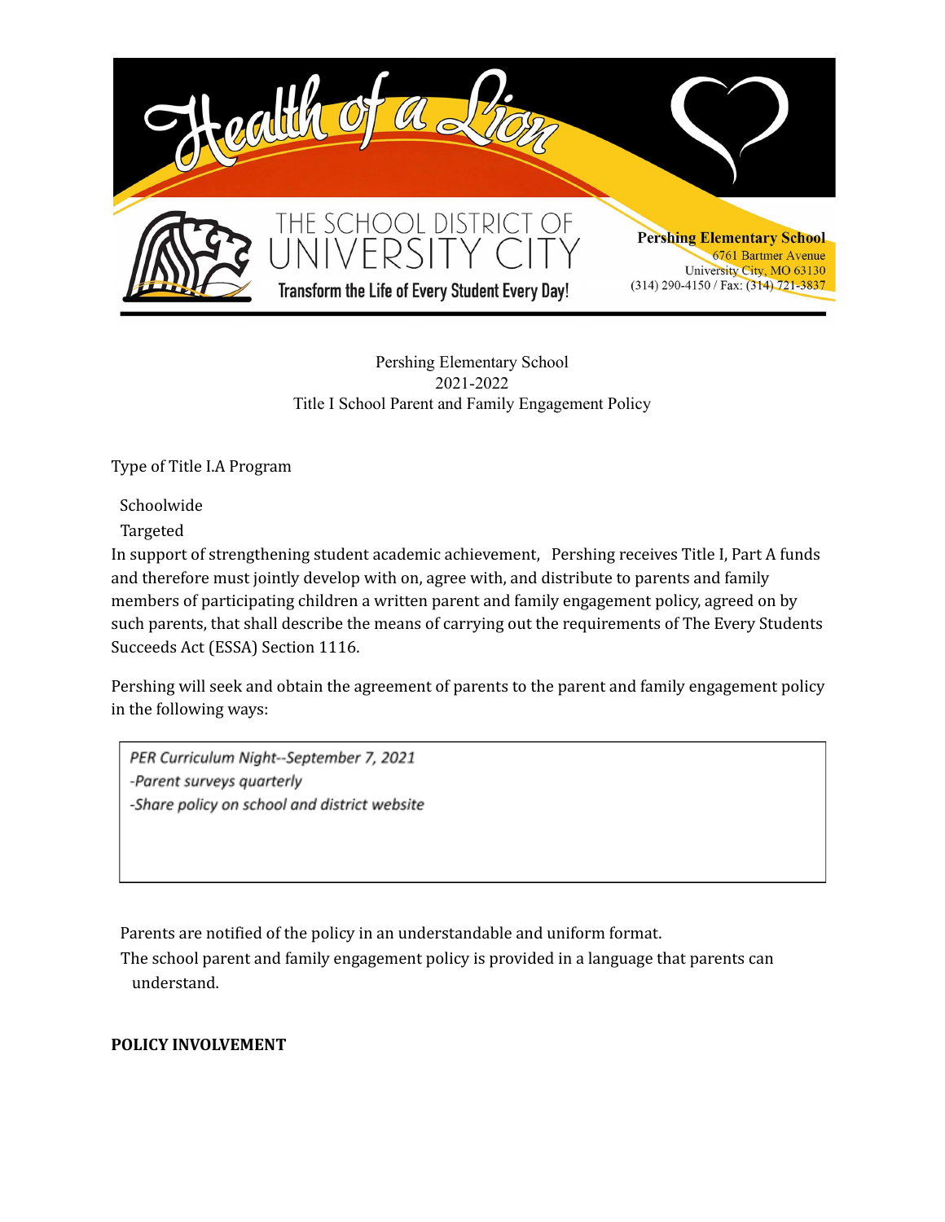Health of a Lion

THE SCHOOL DISTRICT OF UNIVERSITY CITY

Transform the Life of Every Student Every Day!

**Pershing Elementary School**
6761 Bartmer Avenue
University City, MO 63130
(314) 290-4150 / Fax: (314) 721-3837

Pershing Elementary School
2021-2022
Title I School Parent and Family Engagement Policy

Type of Title I.A Program

Schoolwide
Targeted

In support of strengthening student academic achievement,  Pershing receives Title I, Part A funds and therefore must jointly develop with on, agree with, and distribute to parents and family members of participating children a written parent and family engagement policy, agreed on by such parents, that shall describe the means of carrying out the requirements of The Every Students Succeeds Act (ESSA) Section 1116.

Pershing will seek and obtain the agreement of parents to the parent and family engagement policy in the following ways:

*PER Curriculum Night--September 7, 2021*
*-Parent surveys quarterly*
*-Share policy on school and district website*

Parents are notified of the policy in an understandable and uniform format.
The school parent and family engagement policy is provided in a language that parents can understand.

**POLICY INVOLVEMENT**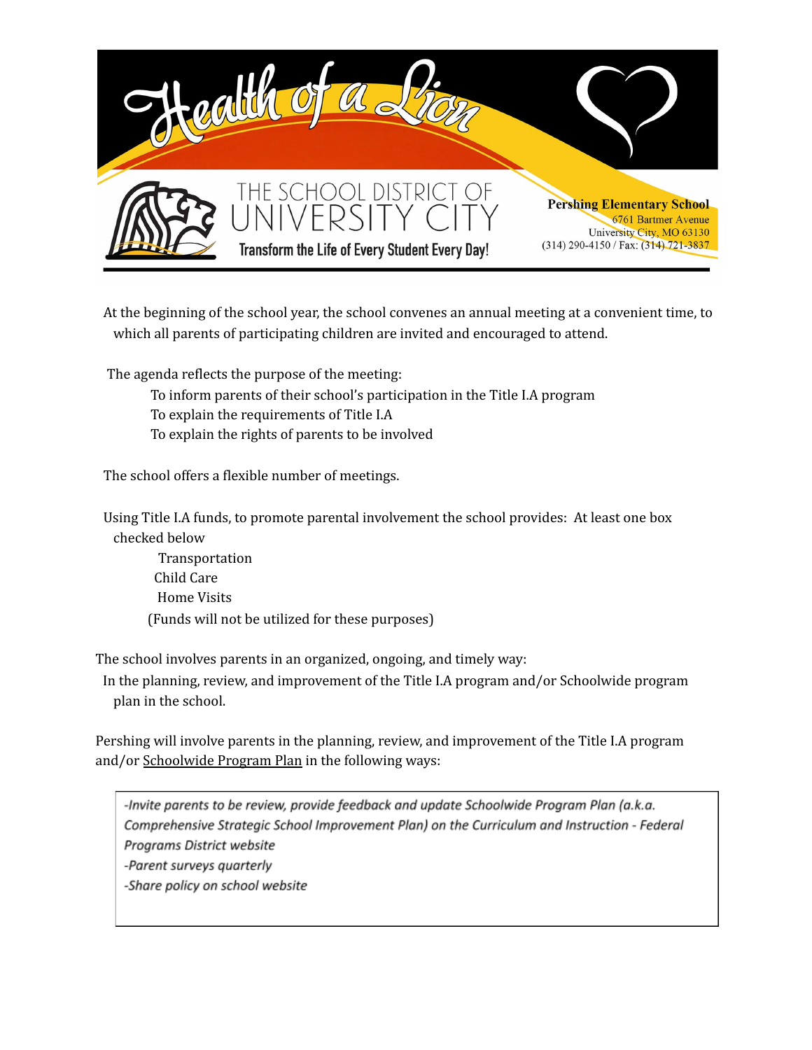At the beginning of the school year, the school convenes an annual meeting at a convenient time, to which all parents of participating children are invited and encouraged to attend.

The agenda reflects the purpose of the meeting:

- To inform parents of their school's participation in the Title I.A program
- To explain the requirements of Title I.A
- To explain the rights of parents to be involved

The school offers a flexible number of meetings.

Using Title I.A funds, to promote parental involvement the school provides: At least one box checked below

- Transportation
- Child Care
- Home Visits
- (Funds will not be utilized for these purposes)

The school involves parents in an organized, ongoing, and timely way:

In the planning, review, and improvement of the Title I.A program and/or Schoolwide program plan in the school.

Pershing will involve parents in the planning, review, and improvement of the Title I.A program and/or Schoolwide Program Plan in the following ways:

| *-Invite parents to be review, provide feedback and update Schoolwide Program Plan (a.k.a. Comprehensive Strategic School Improvement Plan) on the Curriculum and Instruction - Federal Programs District website*<br>*-Parent surveys quarterly*<br>*-Share policy on school website* |
|---|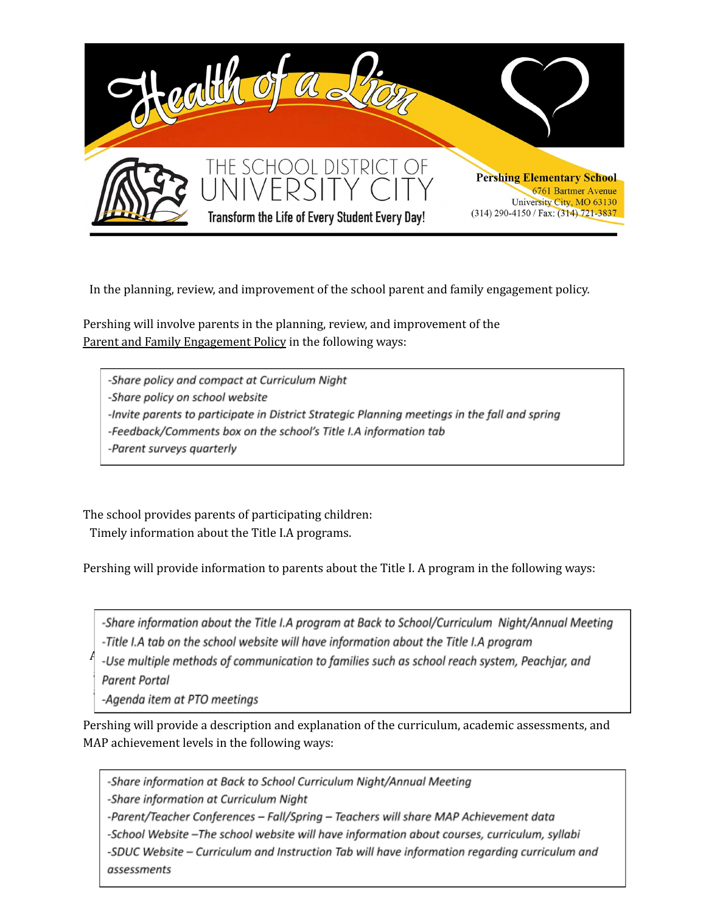# Health of a Lion

THE SCHOOL DISTRICT OF UNIVERSITY CITY

Transform the Life of Every Student Every Day!

**Pershing Elementary School**
6761 Bartmer Avenue
University City, MO 63130
(314) 290-4150 / Fax: (314) 721-3837

In the planning, review, and improvement of the school parent and family engagement policy.

Pershing will involve parents in the planning, review, and improvement of the Parent and Family Engagement Policy in the following ways:

*-Share policy and compact at Curriculum Night*
*-Share policy on school website*
*-Invite parents to participate in District Strategic Planning meetings in the fall and spring*
*-Feedback/Comments box on the school's Title I.A information tab*
*-Parent surveys quarterly*

The school provides parents of participating children:
Timely information about the Title I.A programs.

Pershing will provide information to parents about the Title I. A program in the following ways:

*-Share information about the Title I.A program at Back to School/Curriculum Night/Annual Meeting*
*-Title I.A tab on the school website will have information about the Title I.A program*
*-Use multiple methods of communication to families such as school reach system, Peachjar, and Parent Portal*
*-Agenda item at PTO meetings*

Pershing will provide a description and explanation of the curriculum, academic assessments, and MAP achievement levels in the following ways:

*-Share information at Back to School Curriculum Night/Annual Meeting*
*-Share information at Curriculum Night*
*-Parent/Teacher Conferences – Fall/Spring – Teachers will share MAP Achievement data*
*-School Website –The school website will have information about courses, curriculum, syllabi*
*-SDUC Website – Curriculum and Instruction Tab will have information regarding curriculum and assessments*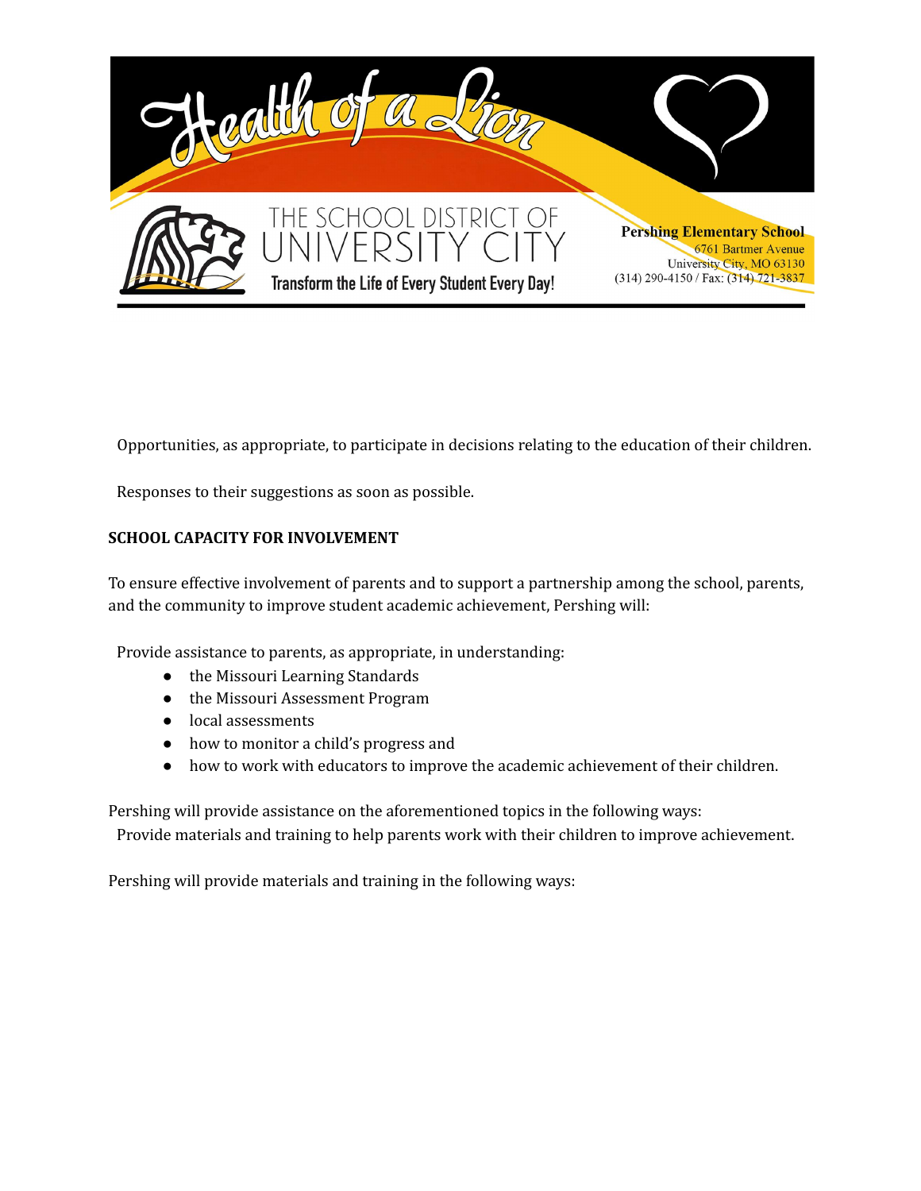Opportunities, as appropriate, to participate in decisions relating to the education of their children.

Responses to their suggestions as soon as possible.

**SCHOOL CAPACITY FOR INVOLVEMENT**

To ensure effective involvement of parents and to support a partnership among the school, parents, and the community to improve student academic achievement, Pershing will:

Provide assistance to parents, as appropriate, in understanding:

- the Missouri Learning Standards
- the Missouri Assessment Program
- local assessments
- how to monitor a child's progress and
- how to work with educators to improve the academic achievement of their children.

Pershing will provide assistance on the aforementioned topics in the following ways:

Provide materials and training to help parents work with their children to improve achievement.

Pershing will provide materials and training in the following ways: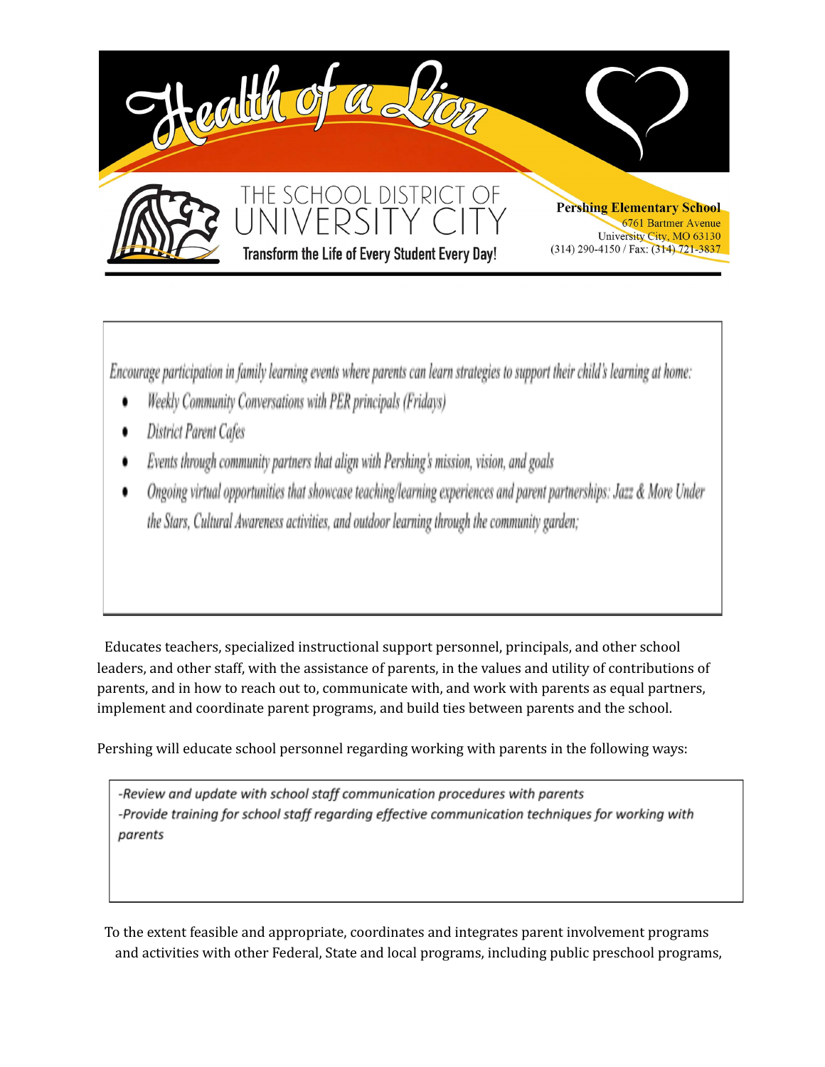*Encourage participation in family learning events where parents can learn strategies to support their child's learning at home:*

- *Weekly Community Conversations with PER principals (Fridays)*
- *District Parent Cafes*
- *Events through community partners that align with Pershing's mission, vision, and goals*
- *Ongoing virtual opportunities that showcase teaching/learning experiences and parent partnerships: Jazz & More Under the Stars, Cultural Awareness activities, and outdoor learning through the community garden;*

Educates teachers, specialized instructional support personnel, principals, and other school leaders, and other staff, with the assistance of parents, in the values and utility of contributions of parents, and in how to reach out to, communicate with, and work with parents as equal partners, implement and coordinate parent programs, and build ties between parents and the school.

Pershing will educate school personnel regarding working with parents in the following ways:

*-Review and update with school staff communication procedures with parents*
*-Provide training for school staff regarding effective communication techniques for working with parents*

To the extent feasible and appropriate, coordinates and integrates parent involvement programs and activities with other Federal, State and local programs, including public preschool programs,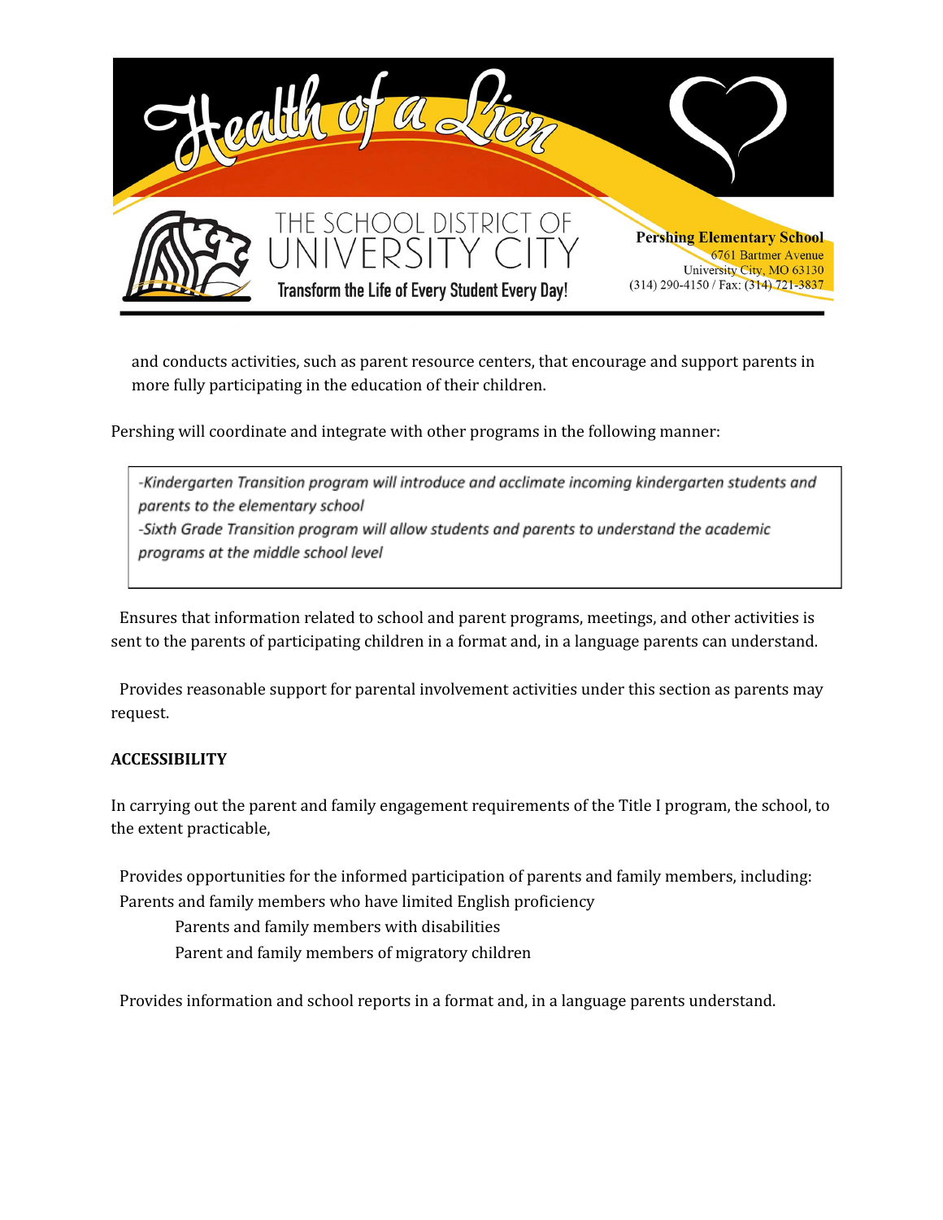and conducts activities, such as parent resource centers, that encourage and support parents in more fully participating in the education of their children.

Pershing will coordinate and integrate with other programs in the following manner:

*-Kindergarten Transition program will introduce and acclimate incoming kindergarten students and parents to the elementary school*
*-Sixth Grade Transition program will allow students and parents to understand the academic programs at the middle school level*

Ensures that information related to school and parent programs, meetings, and other activities is sent to the parents of participating children in a format and, in a language parents can understand.

Provides reasonable support for parental involvement activities under this section as parents may request.

**ACCESSIBILITY**

In carrying out the parent and family engagement requirements of the Title I program, the school, to the extent practicable,

Provides opportunities for the informed participation of parents and family members, including:
Parents and family members who have limited English proficiency
Parents and family members with disabilities
Parent and family members of migratory children

Provides information and school reports in a format and, in a language parents understand.